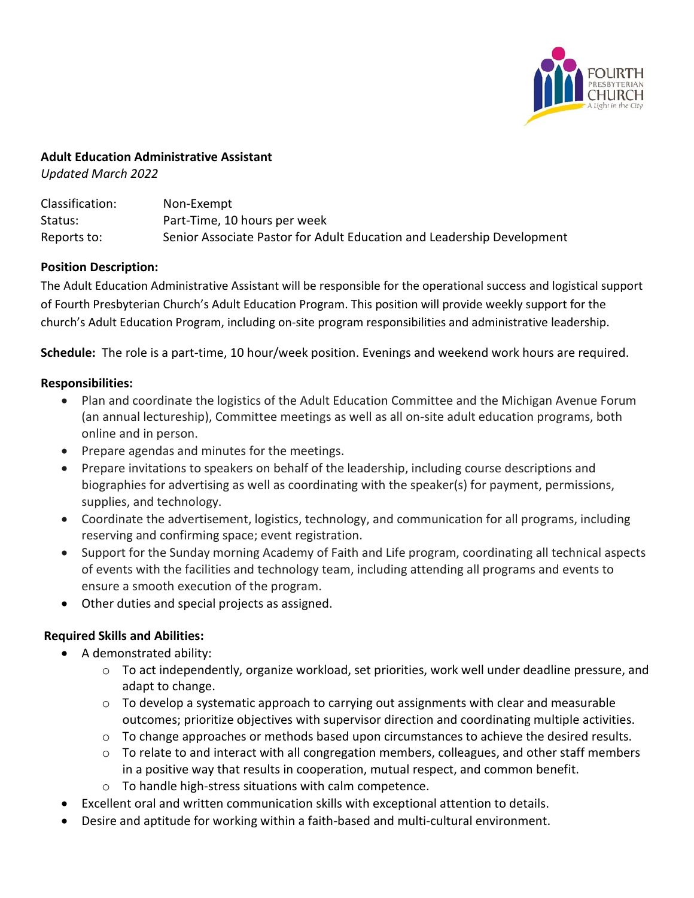FOURTH PRESBYTERIAN CHURCH
A Light in the City

**Adult Education Administrative Assistant**
*Updated March 2022*

Classification: Non-Exempt
Status: Part-Time, 10 hours per week
Reports to: Senior Associate Pastor for Adult Education and Leadership Development

**Position Description:**
The Adult Education Administrative Assistant will be responsible for the operational success and logistical support of Fourth Presbyterian Church's Adult Education Program. This position will provide weekly support for the church's Adult Education Program, including on-site program responsibilities and administrative leadership.

**Schedule:** The role is a part-time, 10 hour/week position. Evenings and weekend work hours are required.

**Responsibilities:**

- Plan and coordinate the logistics of the Adult Education Committee and the Michigan Avenue Forum (an annual lectureship), Committee meetings as well as all on-site adult education programs, both online and in person.
- Prepare agendas and minutes for the meetings.
- Prepare invitations to speakers on behalf of the leadership, including course descriptions and biographies for advertising as well as coordinating with the speaker(s) for payment, permissions, supplies, and technology.
- Coordinate the advertisement, logistics, technology, and communication for all programs, including reserving and confirming space; event registration.
- Support for the Sunday morning Academy of Faith and Life program, coordinating all technical aspects of events with the facilities and technology team, including attending all programs and events to ensure a smooth execution of the program.
- Other duties and special projects as assigned.

**Required Skills and Abilities:**

- A demonstrated ability:
  - To act independently, organize workload, set priorities, work well under deadline pressure, and adapt to change.
  - To develop a systematic approach to carrying out assignments with clear and measurable outcomes; prioritize objectives with supervisor direction and coordinating multiple activities.
  - To change approaches or methods based upon circumstances to achieve the desired results.
  - To relate to and interact with all congregation members, colleagues, and other staff members in a positive way that results in cooperation, mutual respect, and common benefit.
  - To handle high-stress situations with calm competence.
- Excellent oral and written communication skills with exceptional attention to details.
- Desire and aptitude for working within a faith-based and multi-cultural environment.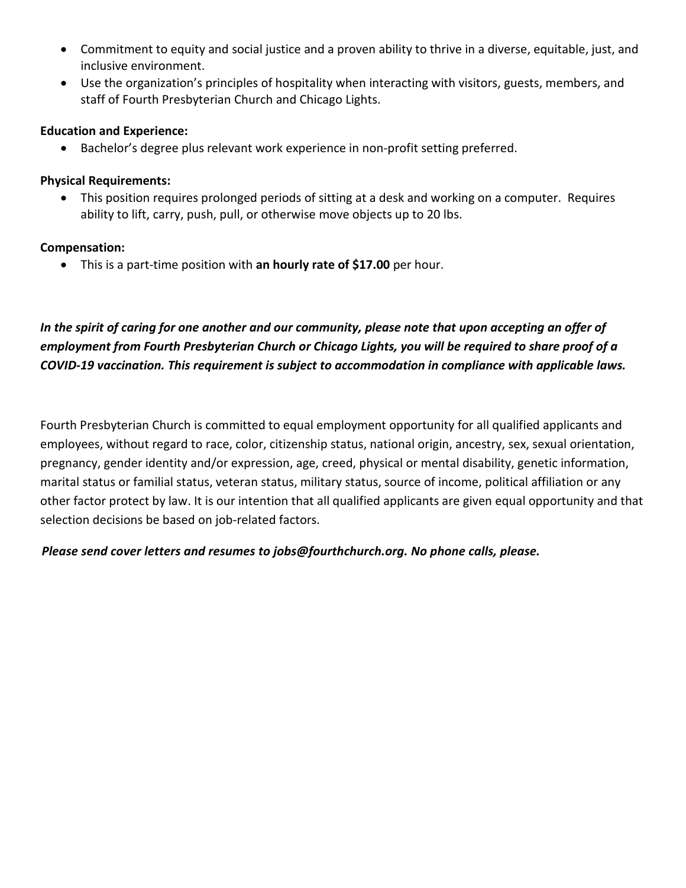- Commitment to equity and social justice and a proven ability to thrive in a diverse, equitable, just, and inclusive environment.
- Use the organization's principles of hospitality when interacting with visitors, guests, members, and staff of Fourth Presbyterian Church and Chicago Lights.

**Education and Experience:**

- Bachelor's degree plus relevant work experience in non-profit setting preferred.

**Physical Requirements:**

- This position requires prolonged periods of sitting at a desk and working on a computer. Requires ability to lift, carry, push, pull, or otherwise move objects up to 20 lbs.

**Compensation:**

- This is a part-time position with **an hourly rate of $17.00** per hour.

***In the spirit of caring for one another and our community, please note that upon accepting an offer of employment from Fourth Presbyterian Church or Chicago Lights, you will be required to share proof of a COVID-19 vaccination. This requirement is subject to accommodation in compliance with applicable laws.***

Fourth Presbyterian Church is committed to equal employment opportunity for all qualified applicants and employees, without regard to race, color, citizenship status, national origin, ancestry, sex, sexual orientation, pregnancy, gender identity and/or expression, age, creed, physical or mental disability, genetic information, marital status or familial status, veteran status, military status, source of income, political affiliation or any other factor protect by law. It is our intention that all qualified applicants are given equal opportunity and that selection decisions be based on job-related factors.

***Please send cover letters and resumes to jobs@fourthchurch.org. No phone calls, please.***